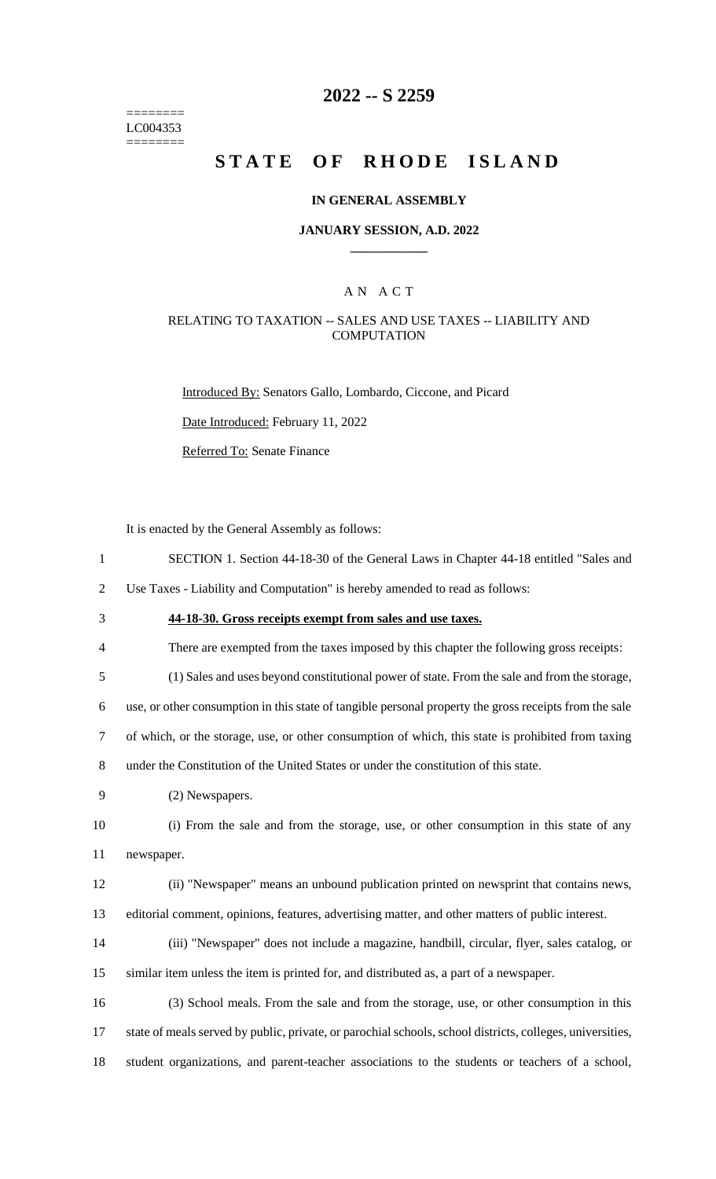========
LC004353
========

# 2022 -- S 2259

# STATE OF RHODE ISLAND

## IN GENERAL ASSEMBLY

### JANUARY SESSION, A.D. 2022

---

## A N A C T

### RELATING TO TAXATION -- SALES AND USE TAXES -- LIABILITY AND COMPUTATION

Introduced By: Senators Gallo, Lombardo, Ciccone, and Picard

Date Introduced: February 11, 2022

Referred To: Senate Finance

It is enacted by the General Assembly as follows:

1 SECTION 1. Section 44-18-30 of the General Laws in Chapter 44-18 entitled "Sales and
2 Use Taxes - Liability and Computation" is hereby amended to read as follows:

3 **44-18-30. Gross receipts exempt from sales and use taxes.**

4 There are exempted from the taxes imposed by this chapter the following gross receipts:

5 (1) Sales and uses beyond constitutional power of state. From the sale and from the storage,
6 use, or other consumption in this state of tangible personal property the gross receipts from the sale
7 of which, or the storage, use, or other consumption of which, this state is prohibited from taxing
8 under the Constitution of the United States or under the constitution of this state.

9 (2) Newspapers.

10 (i) From the sale and from the storage, use, or other consumption in this state of any
11 newspaper.

12 (ii) "Newspaper" means an unbound publication printed on newsprint that contains news,
13 editorial comment, opinions, features, advertising matter, and other matters of public interest.

14 (iii) "Newspaper" does not include a magazine, handbill, circular, flyer, sales catalog, or
15 similar item unless the item is printed for, and distributed as, a part of a newspaper.

16 (3) School meals. From the sale and from the storage, use, or other consumption in this
17 state of meals served by public, private, or parochial schools, school districts, colleges, universities,
18 student organizations, and parent-teacher associations to the students or teachers of a school,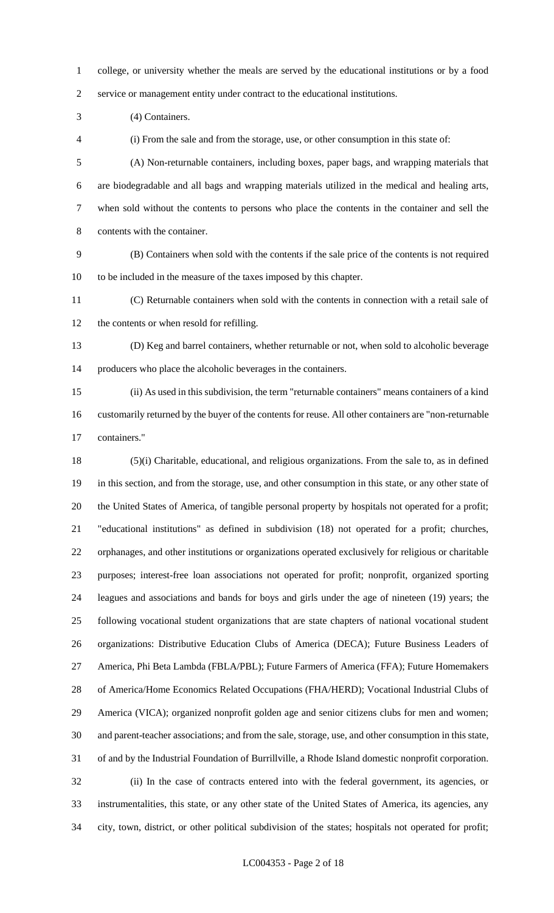college, or university whether the meals are served by the educational institutions or by a food service or management entity under contract to the educational institutions.

(4) Containers.

(i) From the sale and from the storage, use, or other consumption in this state of:

(A) Non-returnable containers, including boxes, paper bags, and wrapping materials that are biodegradable and all bags and wrapping materials utilized in the medical and healing arts, when sold without the contents to persons who place the contents in the container and sell the contents with the container.

(B) Containers when sold with the contents if the sale price of the contents is not required to be included in the measure of the taxes imposed by this chapter.

(C) Returnable containers when sold with the contents in connection with a retail sale of the contents or when resold for refilling.

(D) Keg and barrel containers, whether returnable or not, when sold to alcoholic beverage producers who place the alcoholic beverages in the containers.

(ii) As used in this subdivision, the term "returnable containers" means containers of a kind customarily returned by the buyer of the contents for reuse. All other containers are "non-returnable containers."

(5)(i) Charitable, educational, and religious organizations. From the sale to, as in defined in this section, and from the storage, use, and other consumption in this state, or any other state of the United States of America, of tangible personal property by hospitals not operated for a profit; "educational institutions" as defined in subdivision (18) not operated for a profit; churches, orphanages, and other institutions or organizations operated exclusively for religious or charitable purposes; interest-free loan associations not operated for profit; nonprofit, organized sporting leagues and associations and bands for boys and girls under the age of nineteen (19) years; the following vocational student organizations that are state chapters of national vocational student organizations: Distributive Education Clubs of America (DECA); Future Business Leaders of America, Phi Beta Lambda (FBLA/PBL); Future Farmers of America (FFA); Future Homemakers of America/Home Economics Related Occupations (FHA/HERD); Vocational Industrial Clubs of America (VICA); organized nonprofit golden age and senior citizens clubs for men and women; and parent-teacher associations; and from the sale, storage, use, and other consumption in this state, of and by the Industrial Foundation of Burrillville, a Rhode Island domestic nonprofit corporation.

(ii) In the case of contracts entered into with the federal government, its agencies, or instrumentalities, this state, or any other state of the United States of America, its agencies, any city, town, district, or other political subdivision of the states; hospitals not operated for profit;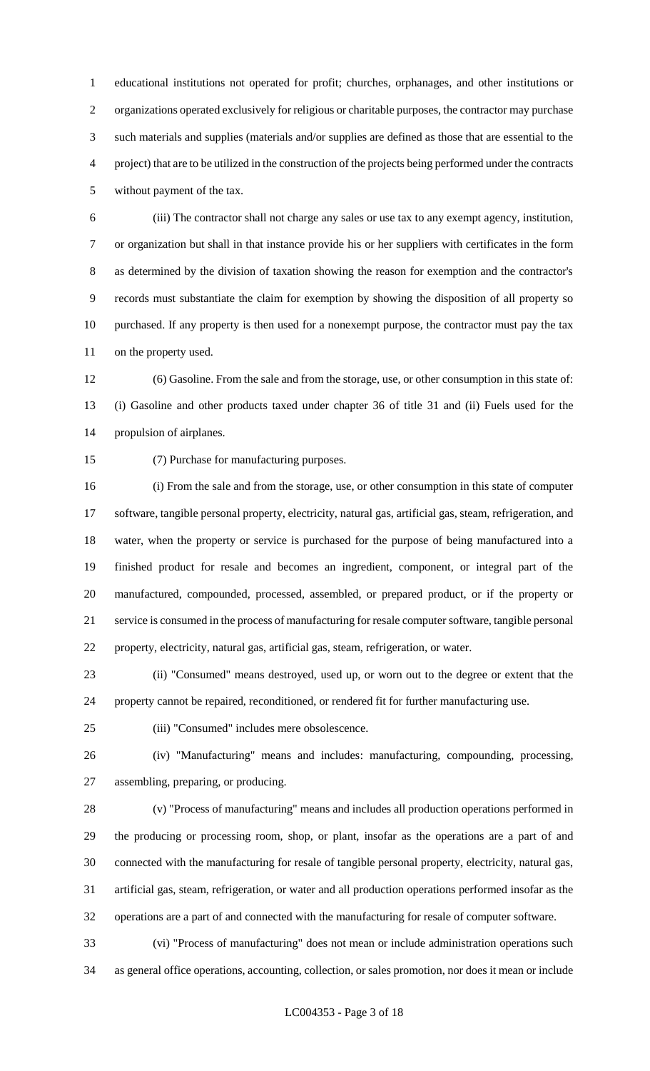educational institutions not operated for profit; churches, orphanages, and other institutions or organizations operated exclusively for religious or charitable purposes, the contractor may purchase such materials and supplies (materials and/or supplies are defined as those that are essential to the project) that are to be utilized in the construction of the projects being performed under the contracts without payment of the tax.

(iii) The contractor shall not charge any sales or use tax to any exempt agency, institution, or organization but shall in that instance provide his or her suppliers with certificates in the form as determined by the division of taxation showing the reason for exemption and the contractor's records must substantiate the claim for exemption by showing the disposition of all property so purchased. If any property is then used for a nonexempt purpose, the contractor must pay the tax on the property used.

(6) Gasoline. From the sale and from the storage, use, or other consumption in this state of: (i) Gasoline and other products taxed under chapter 36 of title 31 and (ii) Fuels used for the propulsion of airplanes.

(7) Purchase for manufacturing purposes.

(i) From the sale and from the storage, use, or other consumption in this state of computer software, tangible personal property, electricity, natural gas, artificial gas, steam, refrigeration, and water, when the property or service is purchased for the purpose of being manufactured into a finished product for resale and becomes an ingredient, component, or integral part of the manufactured, compounded, processed, assembled, or prepared product, or if the property or service is consumed in the process of manufacturing for resale computer software, tangible personal property, electricity, natural gas, artificial gas, steam, refrigeration, or water.

(ii) "Consumed" means destroyed, used up, or worn out to the degree or extent that the property cannot be repaired, reconditioned, or rendered fit for further manufacturing use.

(iii) "Consumed" includes mere obsolescence.

(iv) "Manufacturing" means and includes: manufacturing, compounding, processing, assembling, preparing, or producing.

(v) "Process of manufacturing" means and includes all production operations performed in the producing or processing room, shop, or plant, insofar as the operations are a part of and connected with the manufacturing for resale of tangible personal property, electricity, natural gas, artificial gas, steam, refrigeration, or water and all production operations performed insofar as the operations are a part of and connected with the manufacturing for resale of computer software.

(vi) "Process of manufacturing" does not mean or include administration operations such as general office operations, accounting, collection, or sales promotion, nor does it mean or include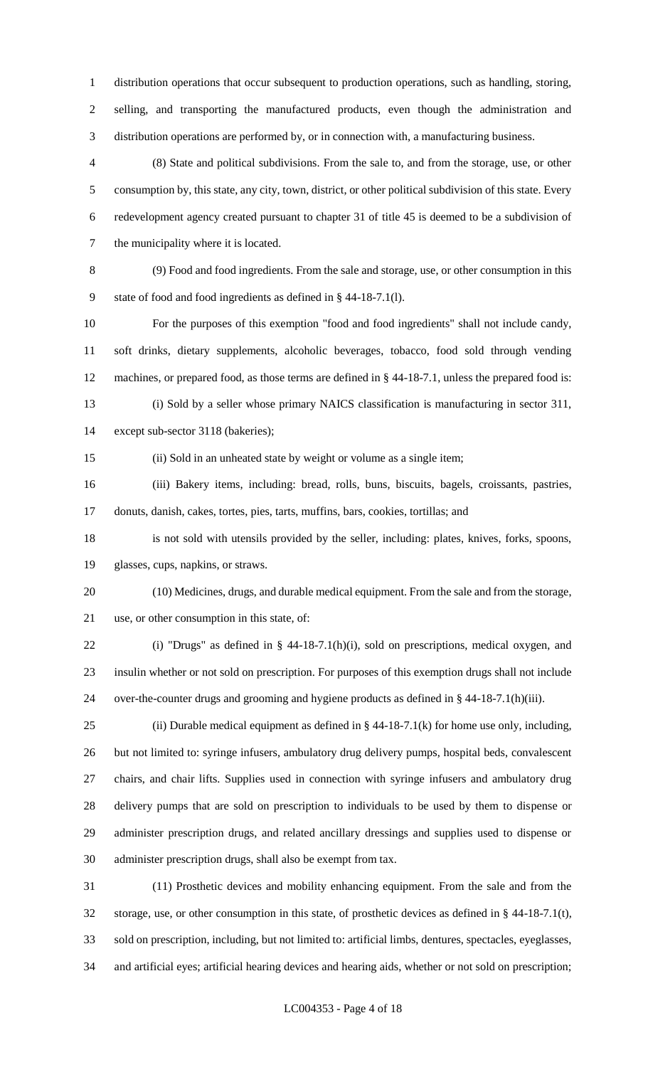distribution operations that occur subsequent to production operations, such as handling, storing, selling, and transporting the manufactured products, even though the administration and distribution operations are performed by, or in connection with, a manufacturing business.

(8) State and political subdivisions. From the sale to, and from the storage, use, or other consumption by, this state, any city, town, district, or other political subdivision of this state. Every redevelopment agency created pursuant to chapter 31 of title 45 is deemed to be a subdivision of the municipality where it is located.

(9) Food and food ingredients. From the sale and storage, use, or other consumption in this state of food and food ingredients as defined in § 44-18-7.1(l).

For the purposes of this exemption "food and food ingredients" shall not include candy, soft drinks, dietary supplements, alcoholic beverages, tobacco, food sold through vending machines, or prepared food, as those terms are defined in § 44-18-7.1, unless the prepared food is:

(i) Sold by a seller whose primary NAICS classification is manufacturing in sector 311, except sub-sector 3118 (bakeries);

(ii) Sold in an unheated state by weight or volume as a single item;

(iii) Bakery items, including: bread, rolls, buns, biscuits, bagels, croissants, pastries, donuts, danish, cakes, tortes, pies, tarts, muffins, bars, cookies, tortillas; and

is not sold with utensils provided by the seller, including: plates, knives, forks, spoons, glasses, cups, napkins, or straws.

(10) Medicines, drugs, and durable medical equipment. From the sale and from the storage, use, or other consumption in this state, of:

(i) "Drugs" as defined in § 44-18-7.1(h)(i), sold on prescriptions, medical oxygen, and insulin whether or not sold on prescription. For purposes of this exemption drugs shall not include over-the-counter drugs and grooming and hygiene products as defined in § 44-18-7.1(h)(iii).

(ii) Durable medical equipment as defined in § 44-18-7.1(k) for home use only, including, but not limited to: syringe infusers, ambulatory drug delivery pumps, hospital beds, convalescent chairs, and chair lifts. Supplies used in connection with syringe infusers and ambulatory drug delivery pumps that are sold on prescription to individuals to be used by them to dispense or administer prescription drugs, and related ancillary dressings and supplies used to dispense or administer prescription drugs, shall also be exempt from tax.

(11) Prosthetic devices and mobility enhancing equipment. From the sale and from the storage, use, or other consumption in this state, of prosthetic devices as defined in § 44-18-7.1(t), sold on prescription, including, but not limited to: artificial limbs, dentures, spectacles, eyeglasses, and artificial eyes; artificial hearing devices and hearing aids, whether or not sold on prescription;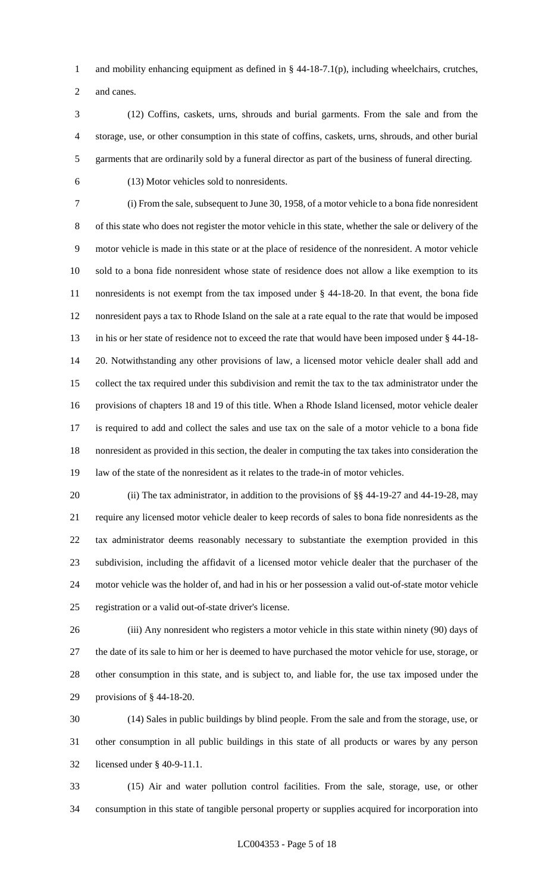and mobility enhancing equipment as defined in § 44-18-7.1(p), including wheelchairs, crutches, and canes.

(12) Coffins, caskets, urns, shrouds and burial garments. From the sale and from the storage, use, or other consumption in this state of coffins, caskets, urns, shrouds, and other burial garments that are ordinarily sold by a funeral director as part of the business of funeral directing.

(13) Motor vehicles sold to nonresidents.

(i) From the sale, subsequent to June 30, 1958, of a motor vehicle to a bona fide nonresident of this state who does not register the motor vehicle in this state, whether the sale or delivery of the motor vehicle is made in this state or at the place of residence of the nonresident. A motor vehicle sold to a bona fide nonresident whose state of residence does not allow a like exemption to its nonresidents is not exempt from the tax imposed under § 44-18-20. In that event, the bona fide nonresident pays a tax to Rhode Island on the sale at a rate equal to the rate that would be imposed in his or her state of residence not to exceed the rate that would have been imposed under § 44-18-20. Notwithstanding any other provisions of law, a licensed motor vehicle dealer shall add and collect the tax required under this subdivision and remit the tax to the tax administrator under the provisions of chapters 18 and 19 of this title. When a Rhode Island licensed, motor vehicle dealer is required to add and collect the sales and use tax on the sale of a motor vehicle to a bona fide nonresident as provided in this section, the dealer in computing the tax takes into consideration the law of the state of the nonresident as it relates to the trade-in of motor vehicles.

(ii) The tax administrator, in addition to the provisions of §§ 44-19-27 and 44-19-28, may require any licensed motor vehicle dealer to keep records of sales to bona fide nonresidents as the tax administrator deems reasonably necessary to substantiate the exemption provided in this subdivision, including the affidavit of a licensed motor vehicle dealer that the purchaser of the motor vehicle was the holder of, and had in his or her possession a valid out-of-state motor vehicle registration or a valid out-of-state driver's license.

(iii) Any nonresident who registers a motor vehicle in this state within ninety (90) days of the date of its sale to him or her is deemed to have purchased the motor vehicle for use, storage, or other consumption in this state, and is subject to, and liable for, the use tax imposed under the provisions of § 44-18-20.

(14) Sales in public buildings by blind people. From the sale and from the storage, use, or other consumption in all public buildings in this state of all products or wares by any person licensed under § 40-9-11.1.

(15) Air and water pollution control facilities. From the sale, storage, use, or other consumption in this state of tangible personal property or supplies acquired for incorporation into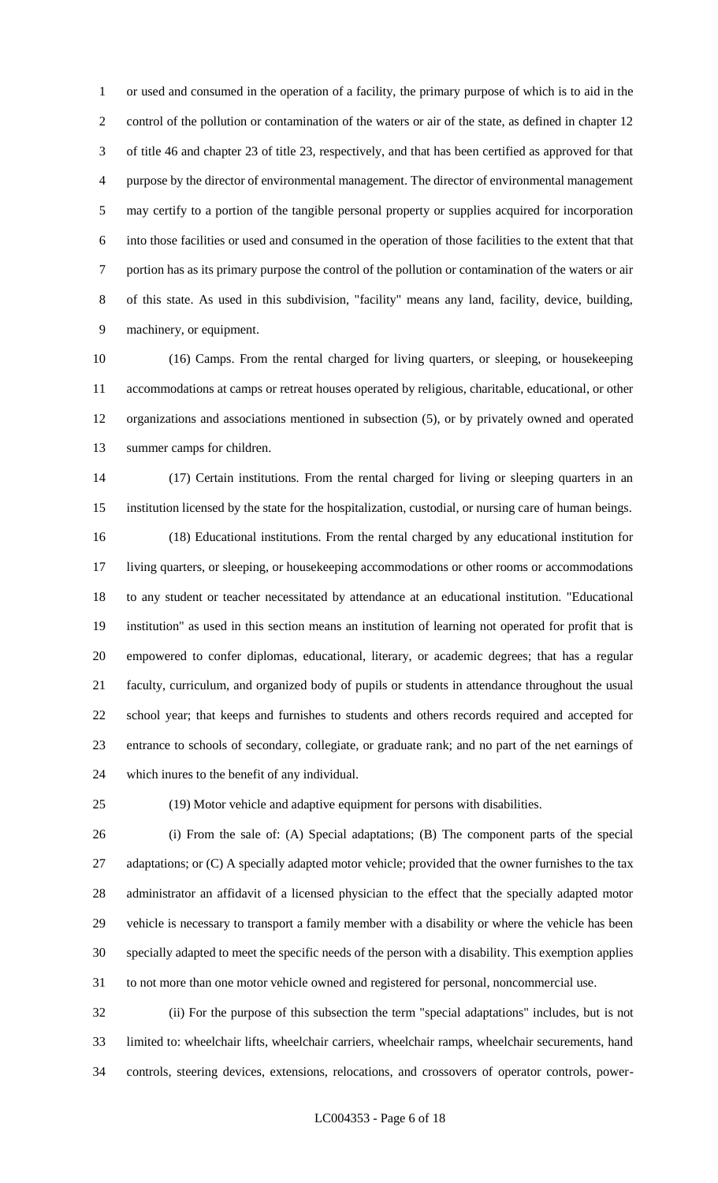or used and consumed in the operation of a facility, the primary purpose of which is to aid in the control of the pollution or contamination of the waters or air of the state, as defined in chapter 12 of title 46 and chapter 23 of title 23, respectively, and that has been certified as approved for that purpose by the director of environmental management. The director of environmental management may certify to a portion of the tangible personal property or supplies acquired for incorporation into those facilities or used and consumed in the operation of those facilities to the extent that that portion has as its primary purpose the control of the pollution or contamination of the waters or air of this state. As used in this subdivision, "facility" means any land, facility, device, building, machinery, or equipment.

(16) Camps. From the rental charged for living quarters, or sleeping, or housekeeping accommodations at camps or retreat houses operated by religious, charitable, educational, or other organizations and associations mentioned in subsection (5), or by privately owned and operated summer camps for children.

(17) Certain institutions. From the rental charged for living or sleeping quarters in an institution licensed by the state for the hospitalization, custodial, or nursing care of human beings.

(18) Educational institutions. From the rental charged by any educational institution for living quarters, or sleeping, or housekeeping accommodations or other rooms or accommodations to any student or teacher necessitated by attendance at an educational institution. "Educational institution" as used in this section means an institution of learning not operated for profit that is empowered to confer diplomas, educational, literary, or academic degrees; that has a regular faculty, curriculum, and organized body of pupils or students in attendance throughout the usual school year; that keeps and furnishes to students and others records required and accepted for entrance to schools of secondary, collegiate, or graduate rank; and no part of the net earnings of which inures to the benefit of any individual.

(19) Motor vehicle and adaptive equipment for persons with disabilities.

(i) From the sale of: (A) Special adaptations; (B) The component parts of the special adaptations; or (C) A specially adapted motor vehicle; provided that the owner furnishes to the tax administrator an affidavit of a licensed physician to the effect that the specially adapted motor vehicle is necessary to transport a family member with a disability or where the vehicle has been specially adapted to meet the specific needs of the person with a disability. This exemption applies to not more than one motor vehicle owned and registered for personal, noncommercial use.

(ii) For the purpose of this subsection the term "special adaptations" includes, but is not limited to: wheelchair lifts, wheelchair carriers, wheelchair ramps, wheelchair securements, hand controls, steering devices, extensions, relocations, and crossovers of operator controls, power-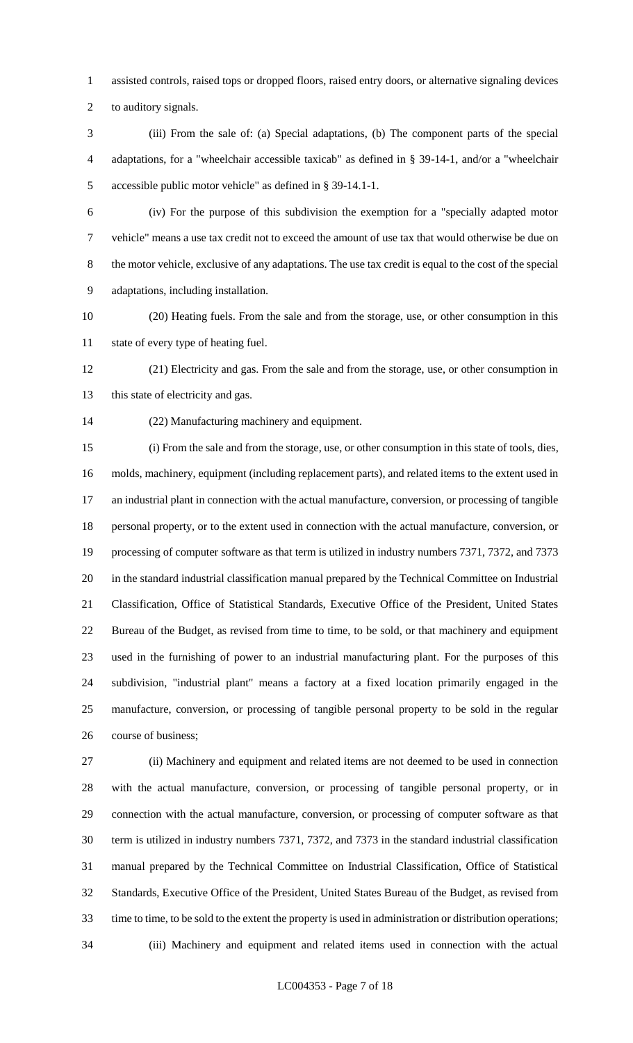assisted controls, raised tops or dropped floors, raised entry doors, or alternative signaling devices to auditory signals.

(iii) From the sale of: (a) Special adaptations, (b) The component parts of the special adaptations, for a "wheelchair accessible taxicab" as defined in § 39-14-1, and/or a "wheelchair accessible public motor vehicle" as defined in § 39-14.1-1.

(iv) For the purpose of this subdivision the exemption for a "specially adapted motor vehicle" means a use tax credit not to exceed the amount of use tax that would otherwise be due on the motor vehicle, exclusive of any adaptations. The use tax credit is equal to the cost of the special adaptations, including installation.

(20) Heating fuels. From the sale and from the storage, use, or other consumption in this state of every type of heating fuel.

(21) Electricity and gas. From the sale and from the storage, use, or other consumption in this state of electricity and gas.

(22) Manufacturing machinery and equipment.

(i) From the sale and from the storage, use, or other consumption in this state of tools, dies, molds, machinery, equipment (including replacement parts), and related items to the extent used in an industrial plant in connection with the actual manufacture, conversion, or processing of tangible personal property, or to the extent used in connection with the actual manufacture, conversion, or processing of computer software as that term is utilized in industry numbers 7371, 7372, and 7373 in the standard industrial classification manual prepared by the Technical Committee on Industrial Classification, Office of Statistical Standards, Executive Office of the President, United States Bureau of the Budget, as revised from time to time, to be sold, or that machinery and equipment used in the furnishing of power to an industrial manufacturing plant. For the purposes of this subdivision, "industrial plant" means a factory at a fixed location primarily engaged in the manufacture, conversion, or processing of tangible personal property to be sold in the regular course of business;

(ii) Machinery and equipment and related items are not deemed to be used in connection with the actual manufacture, conversion, or processing of tangible personal property, or in connection with the actual manufacture, conversion, or processing of computer software as that term is utilized in industry numbers 7371, 7372, and 7373 in the standard industrial classification manual prepared by the Technical Committee on Industrial Classification, Office of Statistical Standards, Executive Office of the President, United States Bureau of the Budget, as revised from time to time, to be sold to the extent the property is used in administration or distribution operations;

(iii) Machinery and equipment and related items used in connection with the actual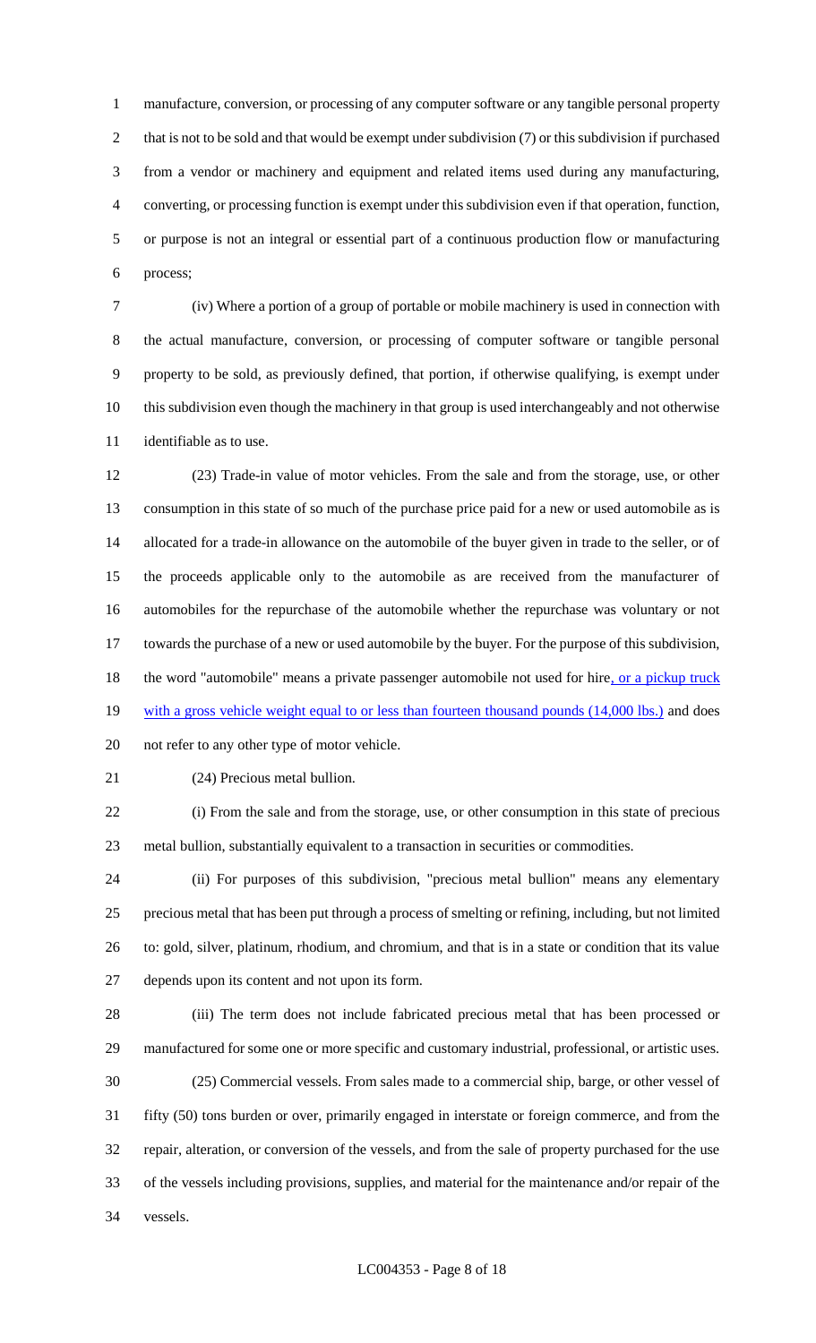manufacture, conversion, or processing of any computer software or any tangible personal property that is not to be sold and that would be exempt under subdivision (7) or this subdivision if purchased from a vendor or machinery and equipment and related items used during any manufacturing, converting, or processing function is exempt under this subdivision even if that operation, function, or purpose is not an integral or essential part of a continuous production flow or manufacturing process;

(iv) Where a portion of a group of portable or mobile machinery is used in connection with the actual manufacture, conversion, or processing of computer software or tangible personal property to be sold, as previously defined, that portion, if otherwise qualifying, is exempt under this subdivision even though the machinery in that group is used interchangeably and not otherwise identifiable as to use.

(23) Trade-in value of motor vehicles. From the sale and from the storage, use, or other consumption in this state of so much of the purchase price paid for a new or used automobile as is allocated for a trade-in allowance on the automobile of the buyer given in trade to the seller, or of the proceeds applicable only to the automobile as are received from the manufacturer of automobiles for the repurchase of the automobile whether the repurchase was voluntary or not towards the purchase of a new or used automobile by the buyer. For the purpose of this subdivision, the word "automobile" means a private passenger automobile not used for hire, or a pickup truck with a gross vehicle weight equal to or less than fourteen thousand pounds (14,000 lbs.) and does not refer to any other type of motor vehicle.

(24) Precious metal bullion.

(i) From the sale and from the storage, use, or other consumption in this state of precious metal bullion, substantially equivalent to a transaction in securities or commodities.

(ii) For purposes of this subdivision, "precious metal bullion" means any elementary precious metal that has been put through a process of smelting or refining, including, but not limited to: gold, silver, platinum, rhodium, and chromium, and that is in a state or condition that its value depends upon its content and not upon its form.

(iii) The term does not include fabricated precious metal that has been processed or manufactured for some one or more specific and customary industrial, professional, or artistic uses.

(25) Commercial vessels. From sales made to a commercial ship, barge, or other vessel of fifty (50) tons burden or over, primarily engaged in interstate or foreign commerce, and from the repair, alteration, or conversion of the vessels, and from the sale of property purchased for the use of the vessels including provisions, supplies, and material for the maintenance and/or repair of the vessels.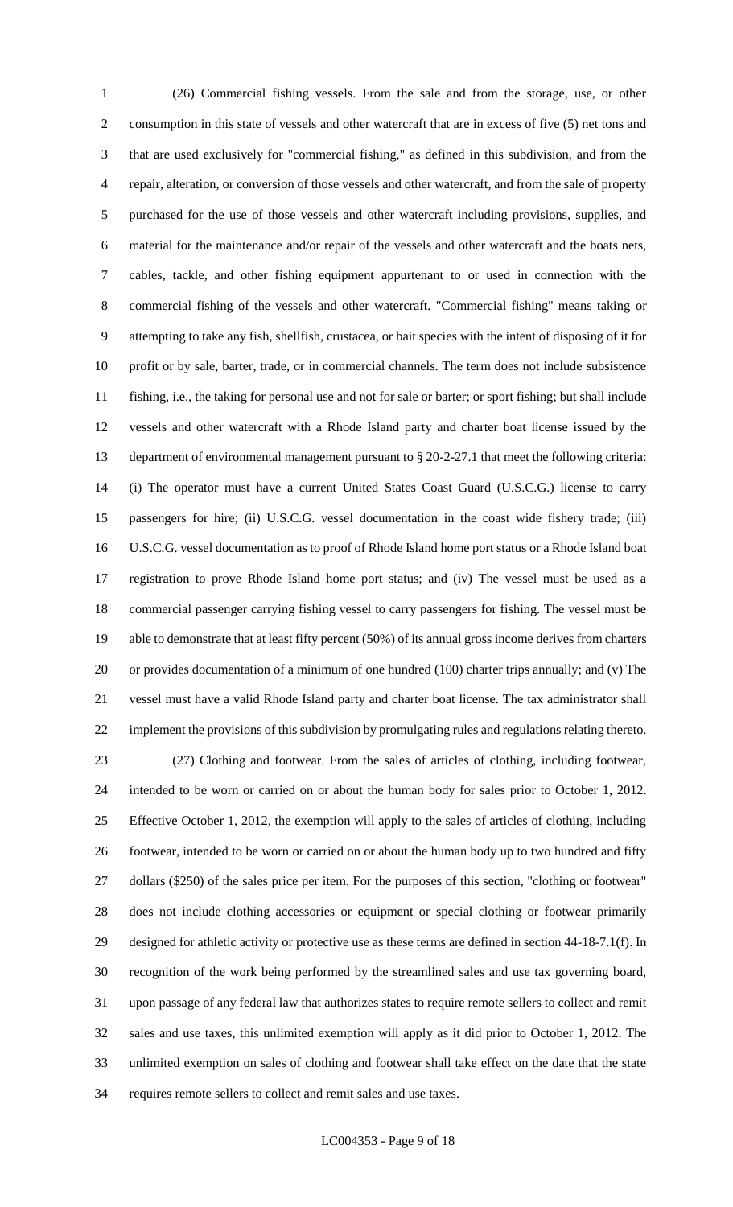(26) Commercial fishing vessels. From the sale and from the storage, use, or other consumption in this state of vessels and other watercraft that are in excess of five (5) net tons and that are used exclusively for "commercial fishing," as defined in this subdivision, and from the repair, alteration, or conversion of those vessels and other watercraft, and from the sale of property purchased for the use of those vessels and other watercraft including provisions, supplies, and material for the maintenance and/or repair of the vessels and other watercraft and the boats nets, cables, tackle, and other fishing equipment appurtenant to or used in connection with the commercial fishing of the vessels and other watercraft. "Commercial fishing" means taking or attempting to take any fish, shellfish, crustacea, or bait species with the intent of disposing of it for profit or by sale, barter, trade, or in commercial channels. The term does not include subsistence fishing, i.e., the taking for personal use and not for sale or barter; or sport fishing; but shall include vessels and other watercraft with a Rhode Island party and charter boat license issued by the department of environmental management pursuant to § 20-2-27.1 that meet the following criteria: (i) The operator must have a current United States Coast Guard (U.S.C.G.) license to carry passengers for hire; (ii) U.S.C.G. vessel documentation in the coast wide fishery trade; (iii) U.S.C.G. vessel documentation as to proof of Rhode Island home port status or a Rhode Island boat registration to prove Rhode Island home port status; and (iv) The vessel must be used as a commercial passenger carrying fishing vessel to carry passengers for fishing. The vessel must be able to demonstrate that at least fifty percent (50%) of its annual gross income derives from charters or provides documentation of a minimum of one hundred (100) charter trips annually; and (v) The vessel must have a valid Rhode Island party and charter boat license. The tax administrator shall implement the provisions of this subdivision by promulgating rules and regulations relating thereto.

(27) Clothing and footwear. From the sales of articles of clothing, including footwear, intended to be worn or carried on or about the human body for sales prior to October 1, 2012. Effective October 1, 2012, the exemption will apply to the sales of articles of clothing, including footwear, intended to be worn or carried on or about the human body up to two hundred and fifty dollars ($250) of the sales price per item. For the purposes of this section, "clothing or footwear" does not include clothing accessories or equipment or special clothing or footwear primarily designed for athletic activity or protective use as these terms are defined in section 44-18-7.1(f). In recognition of the work being performed by the streamlined sales and use tax governing board, upon passage of any federal law that authorizes states to require remote sellers to collect and remit sales and use taxes, this unlimited exemption will apply as it did prior to October 1, 2012. The unlimited exemption on sales of clothing and footwear shall take effect on the date that the state requires remote sellers to collect and remit sales and use taxes.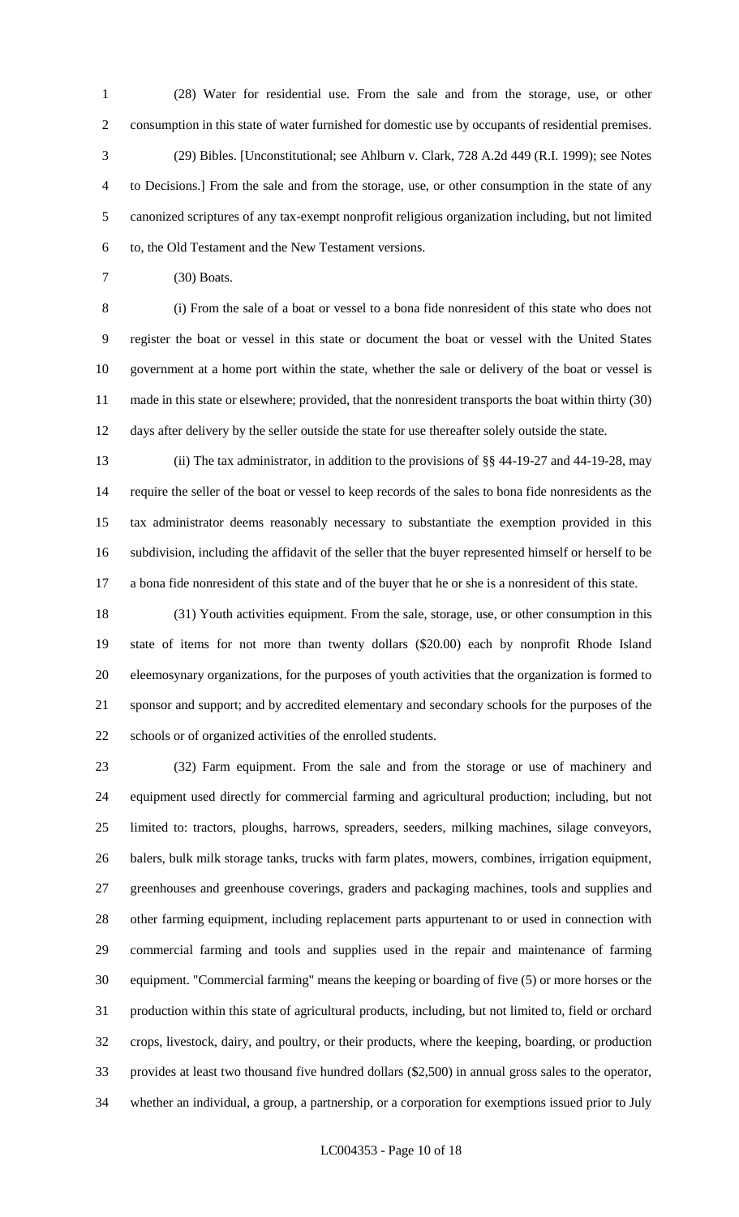(28) Water for residential use. From the sale and from the storage, use, or other consumption in this state of water furnished for domestic use by occupants of residential premises.

(29) Bibles. [Unconstitutional; see Ahlburn v. Clark, 728 A.2d 449 (R.I. 1999); see Notes to Decisions.] From the sale and from the storage, use, or other consumption in the state of any canonized scriptures of any tax-exempt nonprofit religious organization including, but not limited to, the Old Testament and the New Testament versions.

(30) Boats.

(i) From the sale of a boat or vessel to a bona fide nonresident of this state who does not register the boat or vessel in this state or document the boat or vessel with the United States government at a home port within the state, whether the sale or delivery of the boat or vessel is made in this state or elsewhere; provided, that the nonresident transports the boat within thirty (30) days after delivery by the seller outside the state for use thereafter solely outside the state.

(ii) The tax administrator, in addition to the provisions of §§ 44-19-27 and 44-19-28, may require the seller of the boat or vessel to keep records of the sales to bona fide nonresidents as the tax administrator deems reasonably necessary to substantiate the exemption provided in this subdivision, including the affidavit of the seller that the buyer represented himself or herself to be a bona fide nonresident of this state and of the buyer that he or she is a nonresident of this state.

(31) Youth activities equipment. From the sale, storage, use, or other consumption in this state of items for not more than twenty dollars ($20.00) each by nonprofit Rhode Island eleemosynary organizations, for the purposes of youth activities that the organization is formed to sponsor and support; and by accredited elementary and secondary schools for the purposes of the schools or of organized activities of the enrolled students.

(32) Farm equipment. From the sale and from the storage or use of machinery and equipment used directly for commercial farming and agricultural production; including, but not limited to: tractors, ploughs, harrows, spreaders, seeders, milking machines, silage conveyors, balers, bulk milk storage tanks, trucks with farm plates, mowers, combines, irrigation equipment, greenhouses and greenhouse coverings, graders and packaging machines, tools and supplies and other farming equipment, including replacement parts appurtenant to or used in connection with commercial farming and tools and supplies used in the repair and maintenance of farming equipment. "Commercial farming" means the keeping or boarding of five (5) or more horses or the production within this state of agricultural products, including, but not limited to, field or orchard crops, livestock, dairy, and poultry, or their products, where the keeping, boarding, or production provides at least two thousand five hundred dollars ($2,500) in annual gross sales to the operator, whether an individual, a group, a partnership, or a corporation for exemptions issued prior to July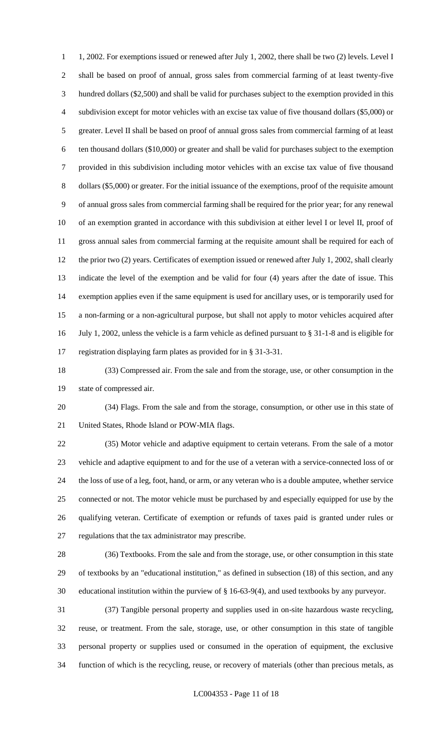1, 2002. For exemptions issued or renewed after July 1, 2002, there shall be two (2) levels. Level I shall be based on proof of annual, gross sales from commercial farming of at least twenty-five hundred dollars ($2,500) and shall be valid for purchases subject to the exemption provided in this subdivision except for motor vehicles with an excise tax value of five thousand dollars ($5,000) or greater. Level II shall be based on proof of annual gross sales from commercial farming of at least ten thousand dollars ($10,000) or greater and shall be valid for purchases subject to the exemption provided in this subdivision including motor vehicles with an excise tax value of five thousand dollars ($5,000) or greater. For the initial issuance of the exemptions, proof of the requisite amount of annual gross sales from commercial farming shall be required for the prior year; for any renewal of an exemption granted in accordance with this subdivision at either level I or level II, proof of gross annual sales from commercial farming at the requisite amount shall be required for each of the prior two (2) years. Certificates of exemption issued or renewed after July 1, 2002, shall clearly indicate the level of the exemption and be valid for four (4) years after the date of issue. This exemption applies even if the same equipment is used for ancillary uses, or is temporarily used for a non-farming or a non-agricultural purpose, but shall not apply to motor vehicles acquired after July 1, 2002, unless the vehicle is a farm vehicle as defined pursuant to § 31-1-8 and is eligible for registration displaying farm plates as provided for in § 31-3-31.

(33) Compressed air. From the sale and from the storage, use, or other consumption in the state of compressed air.

(34) Flags. From the sale and from the storage, consumption, or other use in this state of United States, Rhode Island or POW-MIA flags.

(35) Motor vehicle and adaptive equipment to certain veterans. From the sale of a motor vehicle and adaptive equipment to and for the use of a veteran with a service-connected loss of or the loss of use of a leg, foot, hand, or arm, or any veteran who is a double amputee, whether service connected or not. The motor vehicle must be purchased by and especially equipped for use by the qualifying veteran. Certificate of exemption or refunds of taxes paid is granted under rules or regulations that the tax administrator may prescribe.

(36) Textbooks. From the sale and from the storage, use, or other consumption in this state of textbooks by an "educational institution," as defined in subsection (18) of this section, and any educational institution within the purview of § 16-63-9(4), and used textbooks by any purveyor.

(37) Tangible personal property and supplies used in on-site hazardous waste recycling, reuse, or treatment. From the sale, storage, use, or other consumption in this state of tangible personal property or supplies used or consumed in the operation of equipment, the exclusive function of which is the recycling, reuse, or recovery of materials (other than precious metals, as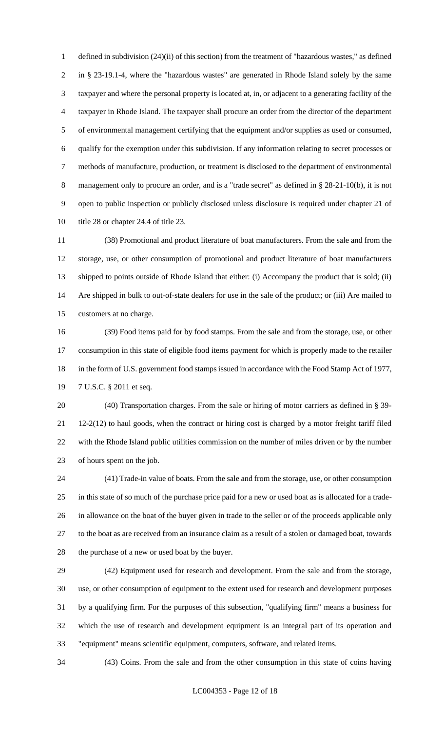defined in subdivision (24)(ii) of this section) from the treatment of "hazardous wastes," as defined in § 23-19.1-4, where the "hazardous wastes" are generated in Rhode Island solely by the same taxpayer and where the personal property is located at, in, or adjacent to a generating facility of the taxpayer in Rhode Island. The taxpayer shall procure an order from the director of the department of environmental management certifying that the equipment and/or supplies as used or consumed, qualify for the exemption under this subdivision. If any information relating to secret processes or methods of manufacture, production, or treatment is disclosed to the department of environmental management only to procure an order, and is a "trade secret" as defined in § 28-21-10(b), it is not open to public inspection or publicly disclosed unless disclosure is required under chapter 21 of title 28 or chapter 24.4 of title 23.

(38) Promotional and product literature of boat manufacturers. From the sale and from the storage, use, or other consumption of promotional and product literature of boat manufacturers shipped to points outside of Rhode Island that either: (i) Accompany the product that is sold; (ii) Are shipped in bulk to out-of-state dealers for use in the sale of the product; or (iii) Are mailed to customers at no charge.

(39) Food items paid for by food stamps. From the sale and from the storage, use, or other consumption in this state of eligible food items payment for which is properly made to the retailer in the form of U.S. government food stamps issued in accordance with the Food Stamp Act of 1977, 7 U.S.C. § 2011 et seq.

(40) Transportation charges. From the sale or hiring of motor carriers as defined in § 39-12-2(12) to haul goods, when the contract or hiring cost is charged by a motor freight tariff filed with the Rhode Island public utilities commission on the number of miles driven or by the number of hours spent on the job.

(41) Trade-in value of boats. From the sale and from the storage, use, or other consumption in this state of so much of the purchase price paid for a new or used boat as is allocated for a trade-in allowance on the boat of the buyer given in trade to the seller or of the proceeds applicable only to the boat as are received from an insurance claim as a result of a stolen or damaged boat, towards the purchase of a new or used boat by the buyer.

(42) Equipment used for research and development. From the sale and from the storage, use, or other consumption of equipment to the extent used for research and development purposes by a qualifying firm. For the purposes of this subsection, "qualifying firm" means a business for which the use of research and development equipment is an integral part of its operation and "equipment" means scientific equipment, computers, software, and related items.

(43) Coins. From the sale and from the other consumption in this state of coins having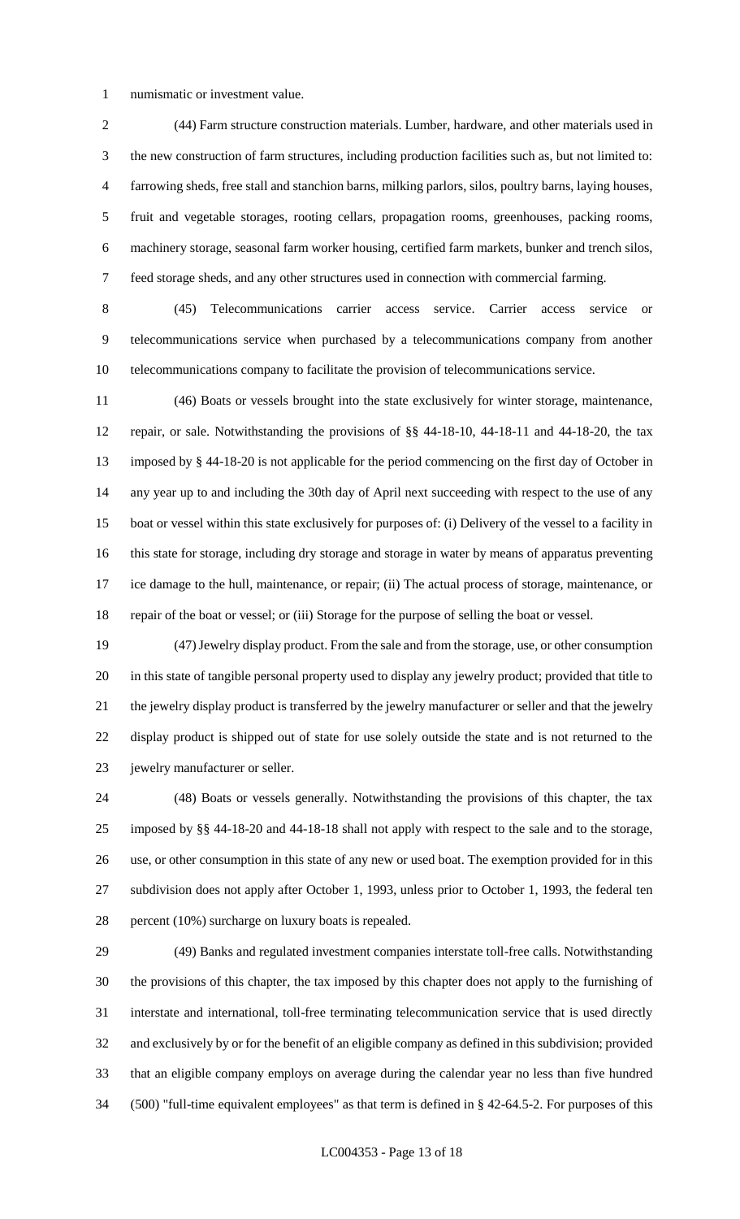numismatic or investment value.

(44) Farm structure construction materials. Lumber, hardware, and other materials used in the new construction of farm structures, including production facilities such as, but not limited to: farrowing sheds, free stall and stanchion barns, milking parlors, silos, poultry barns, laying houses, fruit and vegetable storages, rooting cellars, propagation rooms, greenhouses, packing rooms, machinery storage, seasonal farm worker housing, certified farm markets, bunker and trench silos, feed storage sheds, and any other structures used in connection with commercial farming.

(45) Telecommunications carrier access service. Carrier access service or telecommunications service when purchased by a telecommunications company from another telecommunications company to facilitate the provision of telecommunications service.

(46) Boats or vessels brought into the state exclusively for winter storage, maintenance, repair, or sale. Notwithstanding the provisions of §§ 44-18-10, 44-18-11 and 44-18-20, the tax imposed by § 44-18-20 is not applicable for the period commencing on the first day of October in any year up to and including the 30th day of April next succeeding with respect to the use of any boat or vessel within this state exclusively for purposes of: (i) Delivery of the vessel to a facility in this state for storage, including dry storage and storage in water by means of apparatus preventing ice damage to the hull, maintenance, or repair; (ii) The actual process of storage, maintenance, or repair of the boat or vessel; or (iii) Storage for the purpose of selling the boat or vessel.

(47) Jewelry display product. From the sale and from the storage, use, or other consumption in this state of tangible personal property used to display any jewelry product; provided that title to the jewelry display product is transferred by the jewelry manufacturer or seller and that the jewelry display product is shipped out of state for use solely outside the state and is not returned to the jewelry manufacturer or seller.

(48) Boats or vessels generally. Notwithstanding the provisions of this chapter, the tax imposed by §§ 44-18-20 and 44-18-18 shall not apply with respect to the sale and to the storage, use, or other consumption in this state of any new or used boat. The exemption provided for in this subdivision does not apply after October 1, 1993, unless prior to October 1, 1993, the federal ten percent (10%) surcharge on luxury boats is repealed.

(49) Banks and regulated investment companies interstate toll-free calls. Notwithstanding the provisions of this chapter, the tax imposed by this chapter does not apply to the furnishing of interstate and international, toll-free terminating telecommunication service that is used directly and exclusively by or for the benefit of an eligible company as defined in this subdivision; provided that an eligible company employs on average during the calendar year no less than five hundred (500) "full-time equivalent employees" as that term is defined in § 42-64.5-2. For purposes of this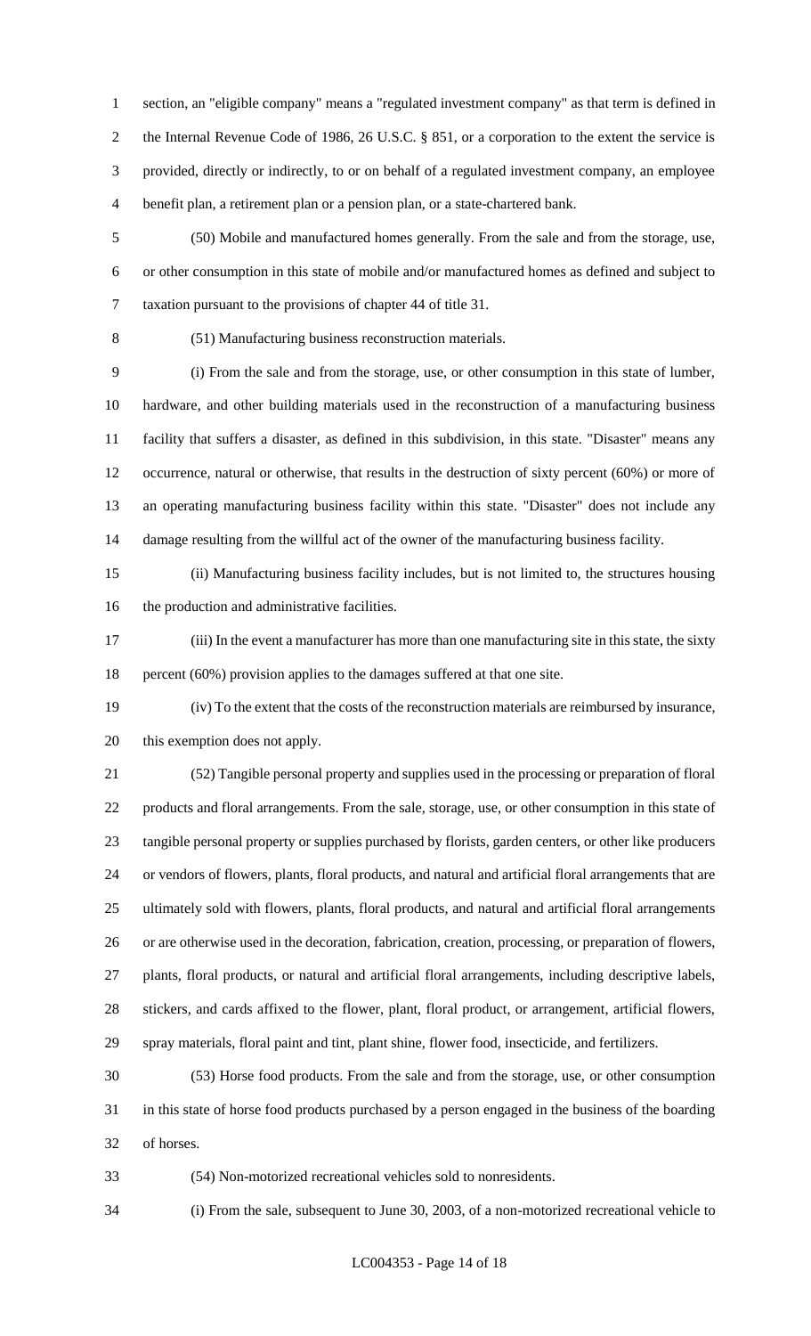section, an "eligible company" means a "regulated investment company" as that term is defined in the Internal Revenue Code of 1986, 26 U.S.C. § 851, or a corporation to the extent the service is provided, directly or indirectly, to or on behalf of a regulated investment company, an employee benefit plan, a retirement plan or a pension plan, or a state-chartered bank.

(50) Mobile and manufactured homes generally. From the sale and from the storage, use, or other consumption in this state of mobile and/or manufactured homes as defined and subject to taxation pursuant to the provisions of chapter 44 of title 31.

(51) Manufacturing business reconstruction materials.

(i) From the sale and from the storage, use, or other consumption in this state of lumber, hardware, and other building materials used in the reconstruction of a manufacturing business facility that suffers a disaster, as defined in this subdivision, in this state. "Disaster" means any occurrence, natural or otherwise, that results in the destruction of sixty percent (60%) or more of an operating manufacturing business facility within this state. "Disaster" does not include any damage resulting from the willful act of the owner of the manufacturing business facility.

(ii) Manufacturing business facility includes, but is not limited to, the structures housing the production and administrative facilities.

(iii) In the event a manufacturer has more than one manufacturing site in this state, the sixty percent (60%) provision applies to the damages suffered at that one site.

(iv) To the extent that the costs of the reconstruction materials are reimbursed by insurance, this exemption does not apply.

(52) Tangible personal property and supplies used in the processing or preparation of floral products and floral arrangements. From the sale, storage, use, or other consumption in this state of tangible personal property or supplies purchased by florists, garden centers, or other like producers or vendors of flowers, plants, floral products, and natural and artificial floral arrangements that are ultimately sold with flowers, plants, floral products, and natural and artificial floral arrangements or are otherwise used in the decoration, fabrication, creation, processing, or preparation of flowers, plants, floral products, or natural and artificial floral arrangements, including descriptive labels, stickers, and cards affixed to the flower, plant, floral product, or arrangement, artificial flowers, spray materials, floral paint and tint, plant shine, flower food, insecticide, and fertilizers.

(53) Horse food products. From the sale and from the storage, use, or other consumption in this state of horse food products purchased by a person engaged in the business of the boarding of horses.

(54) Non-motorized recreational vehicles sold to nonresidents.

(i) From the sale, subsequent to June 30, 2003, of a non-motorized recreational vehicle to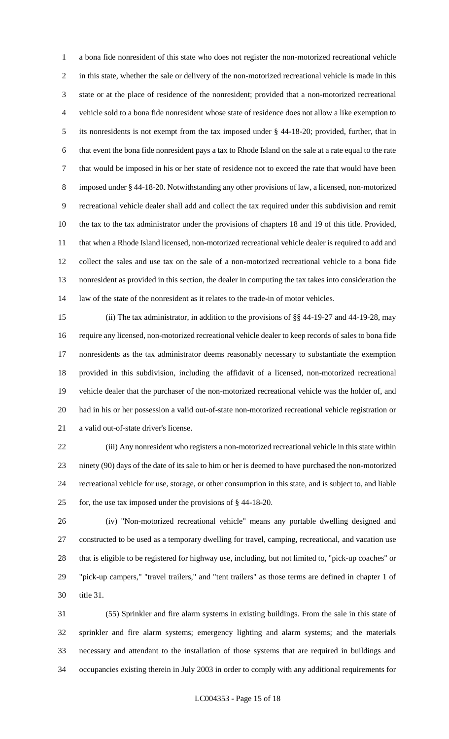a bona fide nonresident of this state who does not register the non-motorized recreational vehicle in this state, whether the sale or delivery of the non-motorized recreational vehicle is made in this state or at the place of residence of the nonresident; provided that a non-motorized recreational vehicle sold to a bona fide nonresident whose state of residence does not allow a like exemption to its nonresidents is not exempt from the tax imposed under § 44-18-20; provided, further, that in that event the bona fide nonresident pays a tax to Rhode Island on the sale at a rate equal to the rate that would be imposed in his or her state of residence not to exceed the rate that would have been imposed under § 44-18-20. Notwithstanding any other provisions of law, a licensed, non-motorized recreational vehicle dealer shall add and collect the tax required under this subdivision and remit the tax to the tax administrator under the provisions of chapters 18 and 19 of this title. Provided, that when a Rhode Island licensed, non-motorized recreational vehicle dealer is required to add and collect the sales and use tax on the sale of a non-motorized recreational vehicle to a bona fide nonresident as provided in this section, the dealer in computing the tax takes into consideration the law of the state of the nonresident as it relates to the trade-in of motor vehicles.

(ii) The tax administrator, in addition to the provisions of §§ 44-19-27 and 44-19-28, may require any licensed, non-motorized recreational vehicle dealer to keep records of sales to bona fide nonresidents as the tax administrator deems reasonably necessary to substantiate the exemption provided in this subdivision, including the affidavit of a licensed, non-motorized recreational vehicle dealer that the purchaser of the non-motorized recreational vehicle was the holder of, and had in his or her possession a valid out-of-state non-motorized recreational vehicle registration or a valid out-of-state driver's license.

(iii) Any nonresident who registers a non-motorized recreational vehicle in this state within ninety (90) days of the date of its sale to him or her is deemed to have purchased the non-motorized recreational vehicle for use, storage, or other consumption in this state, and is subject to, and liable for, the use tax imposed under the provisions of § 44-18-20.

(iv) "Non-motorized recreational vehicle" means any portable dwelling designed and constructed to be used as a temporary dwelling for travel, camping, recreational, and vacation use that is eligible to be registered for highway use, including, but not limited to, "pick-up coaches" or "pick-up campers," "travel trailers," and "tent trailers" as those terms are defined in chapter 1 of title 31.

(55) Sprinkler and fire alarm systems in existing buildings. From the sale in this state of sprinkler and fire alarm systems; emergency lighting and alarm systems; and the materials necessary and attendant to the installation of those systems that are required in buildings and occupancies existing therein in July 2003 in order to comply with any additional requirements for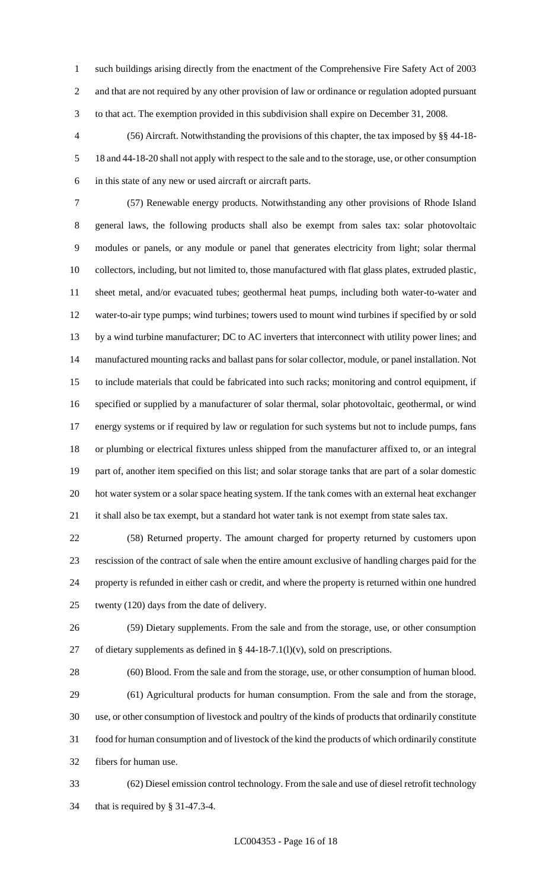such buildings arising directly from the enactment of the Comprehensive Fire Safety Act of 2003 and that are not required by any other provision of law or ordinance or regulation adopted pursuant to that act. The exemption provided in this subdivision shall expire on December 31, 2008.

(56) Aircraft. Notwithstanding the provisions of this chapter, the tax imposed by §§ 44-18-18 and 44-18-20 shall not apply with respect to the sale and to the storage, use, or other consumption in this state of any new or used aircraft or aircraft parts.

(57) Renewable energy products. Notwithstanding any other provisions of Rhode Island general laws, the following products shall also be exempt from sales tax: solar photovoltaic modules or panels, or any module or panel that generates electricity from light; solar thermal collectors, including, but not limited to, those manufactured with flat glass plates, extruded plastic, sheet metal, and/or evacuated tubes; geothermal heat pumps, including both water-to-water and water-to-air type pumps; wind turbines; towers used to mount wind turbines if specified by or sold by a wind turbine manufacturer; DC to AC inverters that interconnect with utility power lines; and manufactured mounting racks and ballast pans for solar collector, module, or panel installation. Not to include materials that could be fabricated into such racks; monitoring and control equipment, if specified or supplied by a manufacturer of solar thermal, solar photovoltaic, geothermal, or wind energy systems or if required by law or regulation for such systems but not to include pumps, fans or plumbing or electrical fixtures unless shipped from the manufacturer affixed to, or an integral part of, another item specified on this list; and solar storage tanks that are part of a solar domestic hot water system or a solar space heating system. If the tank comes with an external heat exchanger it shall also be tax exempt, but a standard hot water tank is not exempt from state sales tax.

(58) Returned property. The amount charged for property returned by customers upon rescission of the contract of sale when the entire amount exclusive of handling charges paid for the property is refunded in either cash or credit, and where the property is returned within one hundred twenty (120) days from the date of delivery.

(59) Dietary supplements. From the sale and from the storage, use, or other consumption of dietary supplements as defined in § 44-18-7.1(l)(v), sold on prescriptions.

(60) Blood. From the sale and from the storage, use, or other consumption of human blood.

(61) Agricultural products for human consumption. From the sale and from the storage, use, or other consumption of livestock and poultry of the kinds of products that ordinarily constitute food for human consumption and of livestock of the kind the products of which ordinarily constitute fibers for human use.

(62) Diesel emission control technology. From the sale and use of diesel retrofit technology that is required by § 31-47.3-4.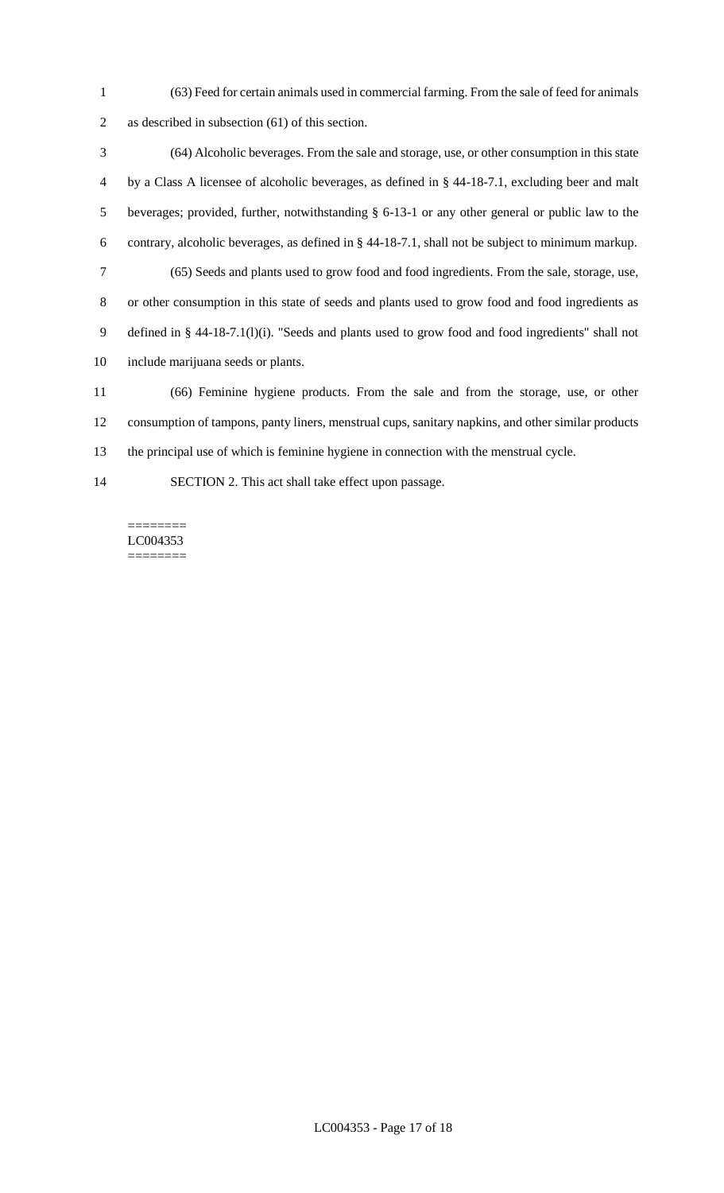(63) Feed for certain animals used in commercial farming. From the sale of feed for animals as described in subsection (61) of this section.

(64) Alcoholic beverages. From the sale and storage, use, or other consumption in this state by a Class A licensee of alcoholic beverages, as defined in § 44-18-7.1, excluding beer and malt beverages; provided, further, notwithstanding § 6-13-1 or any other general or public law to the contrary, alcoholic beverages, as defined in § 44-18-7.1, shall not be subject to minimum markup.

(65) Seeds and plants used to grow food and food ingredients. From the sale, storage, use, or other consumption in this state of seeds and plants used to grow food and food ingredients as defined in § 44-18-7.1(l)(i). "Seeds and plants used to grow food and food ingredients" shall not include marijuana seeds or plants.

(66) Feminine hygiene products. From the sale and from the storage, use, or other consumption of tampons, panty liners, menstrual cups, sanitary napkins, and other similar products the principal use of which is feminine hygiene in connection with the menstrual cycle.

SECTION 2. This act shall take effect upon passage.

========
LC004353
========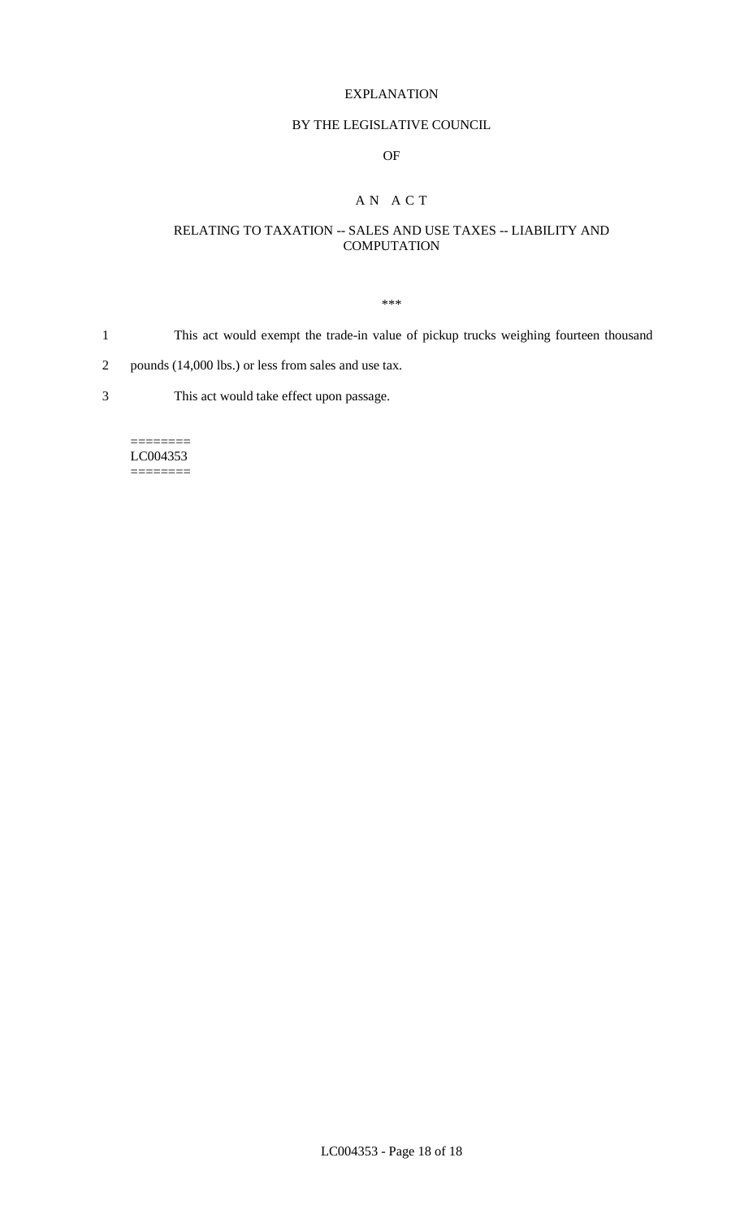# EXPLANATION

## BY THE LEGISLATIVE COUNCIL

### OF

## A N A C T

### RELATING TO TAXATION -- SALES AND USE TAXES -- LIABILITY AND COMPUTATION

\*\*\*

1 This act would exempt the trade-in value of pickup trucks weighing fourteen thousand
2 pounds (14,000 lbs.) or less from sales and use tax.
3 This act would take effect upon passage.

========
LC004353
========